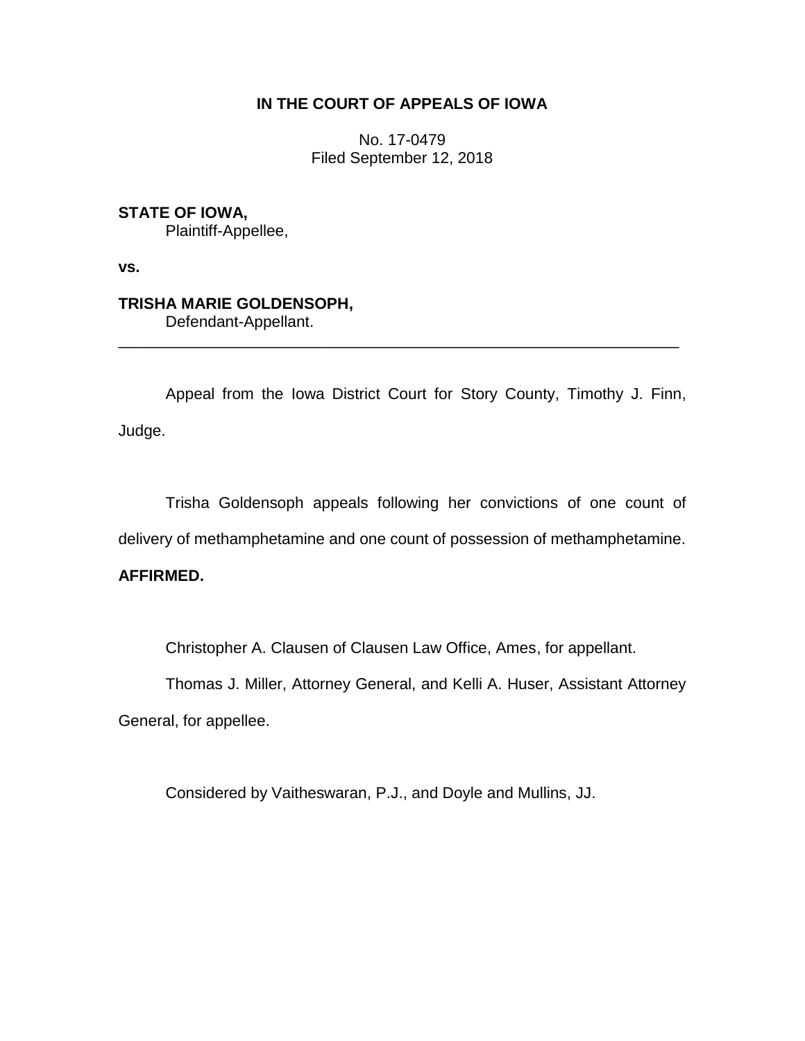**IN THE COURT OF APPEALS OF IOWA**

No. 17-0479
Filed September 12, 2018

**STATE OF IOWA,**
Plaintiff-Appellee,

**vs.**

**TRISHA MARIE GOLDENSOPH,**
Defendant-Appellant.

---

Appeal from the Iowa District Court for Story County, Timothy J. Finn, Judge.

Trisha Goldensoph appeals following her convictions of one count of delivery of methamphetamine and one count of possession of methamphetamine. **AFFIRMED.**

Christopher A. Clausen of Clausen Law Office, Ames, for appellant.

Thomas J. Miller, Attorney General, and Kelli A. Huser, Assistant Attorney General, for appellee.

Considered by Vaitheswaran, P.J., and Doyle and Mullins, JJ.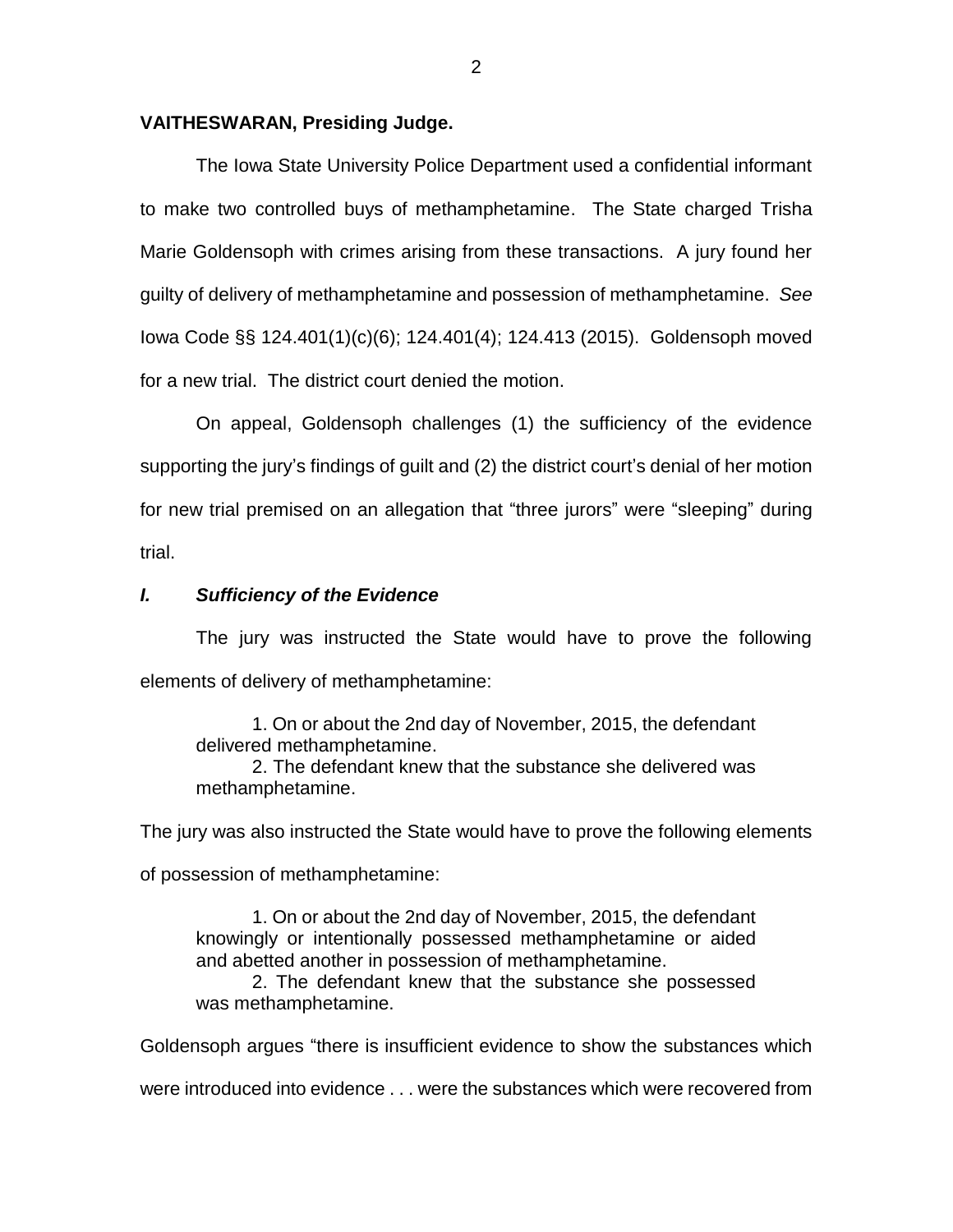**VAITHESWARAN, Presiding Judge.**

The Iowa State University Police Department used a confidential informant to make two controlled buys of methamphetamine. The State charged Trisha Marie Goldensoph with crimes arising from these transactions. A jury found her guilty of delivery of methamphetamine and possession of methamphetamine. *See* Iowa Code §§ 124.401(1)(c)(6); 124.401(4); 124.413 (2015). Goldensoph moved for a new trial. The district court denied the motion.

On appeal, Goldensoph challenges (1) the sufficiency of the evidence supporting the jury's findings of guilt and (2) the district court's denial of her motion for new trial premised on an allegation that "three jurors" were "sleeping" during trial.

### *I. Sufficiency of the Evidence*

The jury was instructed the State would have to prove the following elements of delivery of methamphetamine:

> 1. On or about the 2nd day of November, 2015, the defendant delivered methamphetamine.
> 2. The defendant knew that the substance she delivered was methamphetamine.

The jury was also instructed the State would have to prove the following elements of possession of methamphetamine:

> 1. On or about the 2nd day of November, 2015, the defendant knowingly or intentionally possessed methamphetamine or aided and abetted another in possession of methamphetamine.
> 2. The defendant knew that the substance she possessed was methamphetamine.

Goldensoph argues "there is insufficient evidence to show the substances which were introduced into evidence . . . were the substances which were recovered from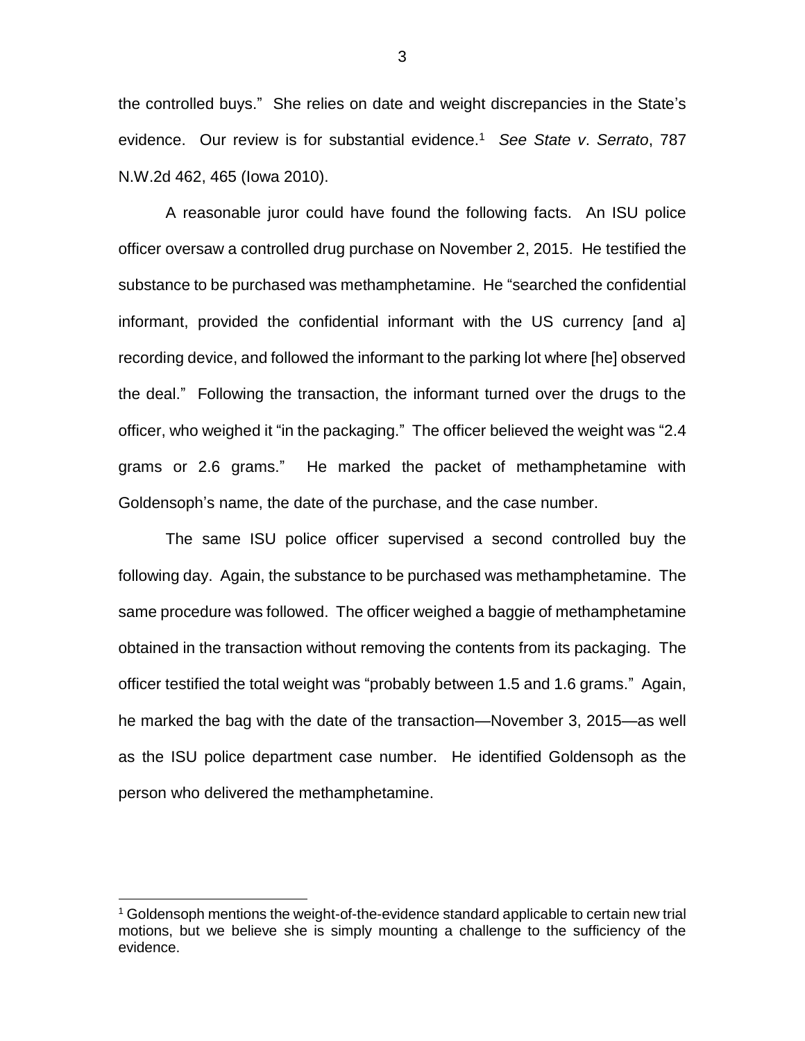the controlled buys." She relies on date and weight discrepancies in the State's evidence. Our review is for substantial evidence.[1] *See State v. Serrato*, 787 N.W.2d 462, 465 (Iowa 2010).

A reasonable juror could have found the following facts. An ISU police officer oversaw a controlled drug purchase on November 2, 2015. He testified the substance to be purchased was methamphetamine. He "searched the confidential informant, provided the confidential informant with the US currency [and a] recording device, and followed the informant to the parking lot where [he] observed the deal." Following the transaction, the informant turned over the drugs to the officer, who weighed it "in the packaging." The officer believed the weight was "2.4 grams or 2.6 grams." He marked the packet of methamphetamine with Goldensoph's name, the date of the purchase, and the case number.

The same ISU police officer supervised a second controlled buy the following day. Again, the substance to be purchased was methamphetamine. The same procedure was followed. The officer weighed a baggie of methamphetamine obtained in the transaction without removing the contents from its packaging. The officer testified the total weight was "probably between 1.5 and 1.6 grams." Again, he marked the bag with the date of the transaction—November 3, 2015—as well as the ISU police department case number. He identified Goldensoph as the person who delivered the methamphetamine.

---

[1] Goldensoph mentions the weight-of-the-evidence standard applicable to certain new trial motions, but we believe she is simply mounting a challenge to the sufficiency of the evidence.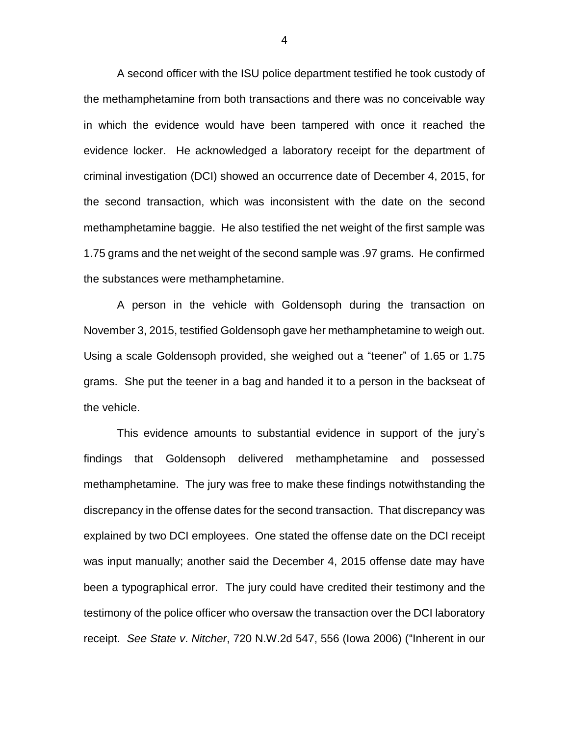A second officer with the ISU police department testified he took custody of the methamphetamine from both transactions and there was no conceivable way in which the evidence would have been tampered with once it reached the evidence locker. He acknowledged a laboratory receipt for the department of criminal investigation (DCI) showed an occurrence date of December 4, 2015, for the second transaction, which was inconsistent with the date on the second methamphetamine baggie. He also testified the net weight of the first sample was 1.75 grams and the net weight of the second sample was .97 grams. He confirmed the substances were methamphetamine.

A person in the vehicle with Goldensoph during the transaction on November 3, 2015, testified Goldensoph gave her methamphetamine to weigh out. Using a scale Goldensoph provided, she weighed out a "teener" of 1.65 or 1.75 grams. She put the teener in a bag and handed it to a person in the backseat of the vehicle.

This evidence amounts to substantial evidence in support of the jury's findings that Goldensoph delivered methamphetamine and possessed methamphetamine. The jury was free to make these findings notwithstanding the discrepancy in the offense dates for the second transaction. That discrepancy was explained by two DCI employees. One stated the offense date on the DCI receipt was input manually; another said the December 4, 2015 offense date may have been a typographical error. The jury could have credited their testimony and the testimony of the police officer who oversaw the transaction over the DCI laboratory receipt. *See State v. Nitcher*, 720 N.W.2d 547, 556 (Iowa 2006) ("Inherent in our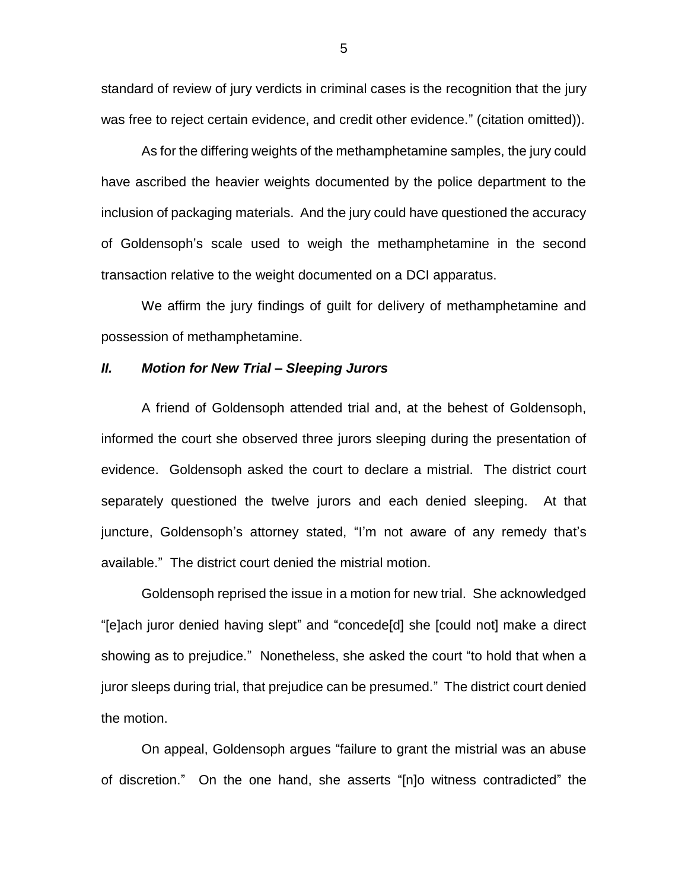standard of review of jury verdicts in criminal cases is the recognition that the jury was free to reject certain evidence, and credit other evidence." (citation omitted)).

As for the differing weights of the methamphetamine samples, the jury could have ascribed the heavier weights documented by the police department to the inclusion of packaging materials. And the jury could have questioned the accuracy of Goldensoph's scale used to weigh the methamphetamine in the second transaction relative to the weight documented on a DCI apparatus.

We affirm the jury findings of guilt for delivery of methamphetamine and possession of methamphetamine.

### *II. Motion for New Trial – Sleeping Jurors*

A friend of Goldensoph attended trial and, at the behest of Goldensoph, informed the court she observed three jurors sleeping during the presentation of evidence. Goldensoph asked the court to declare a mistrial. The district court separately questioned the twelve jurors and each denied sleeping. At that juncture, Goldensoph's attorney stated, "I'm not aware of any remedy that's available." The district court denied the mistrial motion.

Goldensoph reprised the issue in a motion for new trial. She acknowledged "[e]ach juror denied having slept" and "concede[d] she [could not] make a direct showing as to prejudice." Nonetheless, she asked the court "to hold that when a juror sleeps during trial, that prejudice can be presumed." The district court denied the motion.

On appeal, Goldensoph argues "failure to grant the mistrial was an abuse of discretion." On the one hand, she asserts "[n]o witness contradicted" the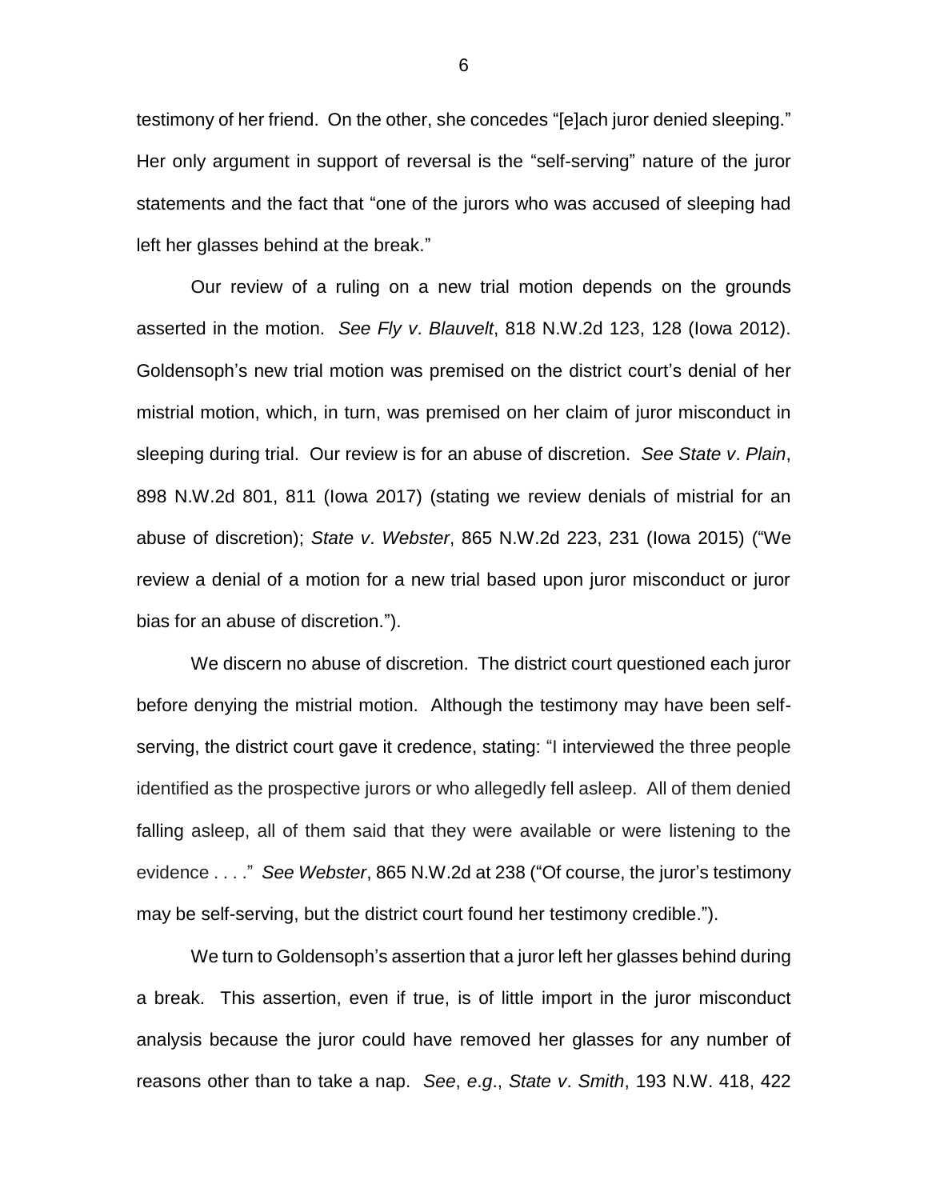testimony of her friend. On the other, she concedes "[e]ach juror denied sleeping." Her only argument in support of reversal is the "self-serving" nature of the juror statements and the fact that "one of the jurors who was accused of sleeping had left her glasses behind at the break."

Our review of a ruling on a new trial motion depends on the grounds asserted in the motion. *See Fly v. Blauvelt*, 818 N.W.2d 123, 128 (Iowa 2012). Goldensoph's new trial motion was premised on the district court's denial of her mistrial motion, which, in turn, was premised on her claim of juror misconduct in sleeping during trial. Our review is for an abuse of discretion. *See State v. Plain*, 898 N.W.2d 801, 811 (Iowa 2017) (stating we review denials of mistrial for an abuse of discretion); *State v. Webster*, 865 N.W.2d 223, 231 (Iowa 2015) ("We review a denial of a motion for a new trial based upon juror misconduct or juror bias for an abuse of discretion.").

We discern no abuse of discretion. The district court questioned each juror before denying the mistrial motion. Although the testimony may have been self-serving, the district court gave it credence, stating: "I interviewed the three people identified as the prospective jurors or who allegedly fell asleep. All of them denied falling asleep, all of them said that they were available or were listening to the evidence . . . ." *See Webster*, 865 N.W.2d at 238 ("Of course, the juror's testimony may be self-serving, but the district court found her testimony credible.").

We turn to Goldensoph's assertion that a juror left her glasses behind during a break. This assertion, even if true, is of little import in the juror misconduct analysis because the juror could have removed her glasses for any number of reasons other than to take a nap. *See, e.g.*, *State v. Smith*, 193 N.W. 418, 422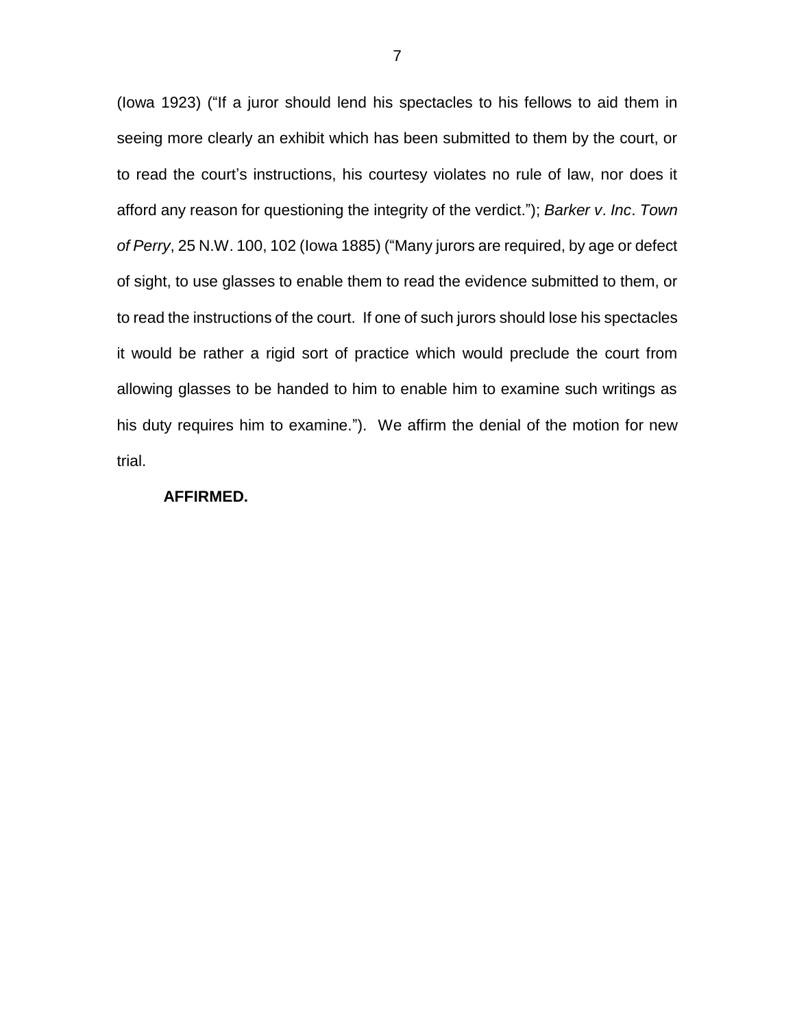(Iowa 1923) ("If a juror should lend his spectacles to his fellows to aid them in seeing more clearly an exhibit which has been submitted to them by the court, or to read the court's instructions, his courtesy violates no rule of law, nor does it afford any reason for questioning the integrity of the verdict."); *Barker v*. *Inc*. *Town of Perry*, 25 N.W. 100, 102 (Iowa 1885) ("Many jurors are required, by age or defect of sight, to use glasses to enable them to read the evidence submitted to them, or to read the instructions of the court. If one of such jurors should lose his spectacles it would be rather a rigid sort of practice which would preclude the court from allowing glasses to be handed to him to enable him to examine such writings as his duty requires him to examine."). We affirm the denial of the motion for new trial.

**AFFIRMED.**